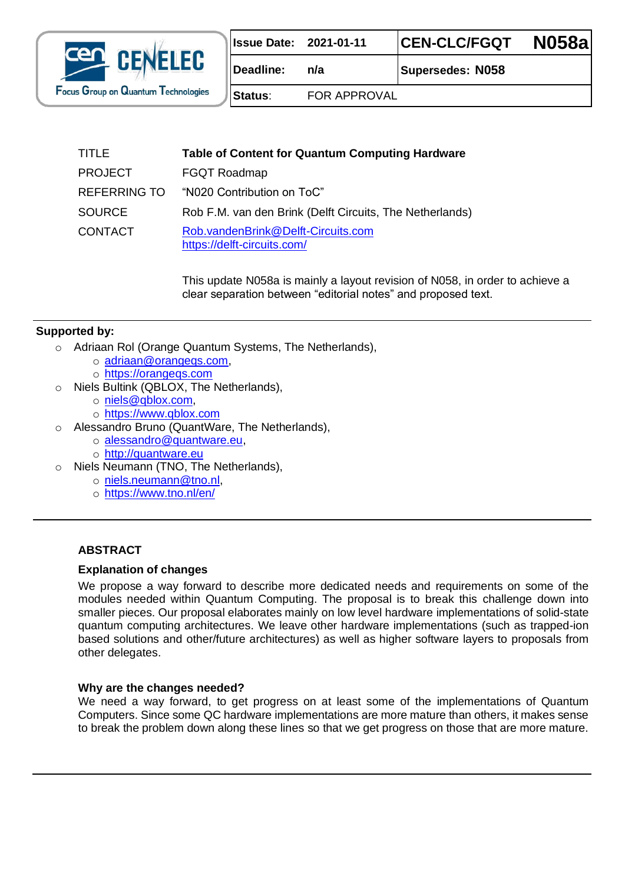| Issue Date: | 2021-01-11 | CEN-CLC/FGQT | N058a |
| --- | --- | --- | --- |
| Deadline: | n/a | Supersedes: N058 | |
| Status: | FOR APPROVAL | | |

| | |
| --- | --- |
| TITLE | **Table of Content for Quantum Computing Hardware** |
| PROJECT | FGQT Roadmap |
| REFERRING TO | "N020 Contribution on ToC" |
| SOURCE | Rob F.M. van den Brink (Delft Circuits, The Netherlands) |
| CONTACT | Rob.vandenBrink@Delft-Circuits.com<br>https://delft-circuits.com/ |

This update N058a is mainly a layout revision of N058, in order to achieve a clear separation between "editorial notes" and proposed text.

**Supported by:**

- Adriaan Rol (Orange Quantum Systems, The Netherlands),
  - adriaan@orangeqs.com,
  - https://orangeqs.com
- Niels Bultink (QBLOX, The Netherlands),
  - niels@qblox.com,
  - https://www.qblox.com
- Alessandro Bruno (QuantWare, The Netherlands),
  - alessandro@quantware.eu,
  - http://quantware.eu
- Niels Neumann (TNO, The Netherlands),
  - niels.neumann@tno.nl,
  - https://www.tno.nl/en/

## ABSTRACT

### Explanation of changes

We propose a way forward to describe more dedicated needs and requirements on some of the modules needed within Quantum Computing. The proposal is to break this challenge down into smaller pieces. Our proposal elaborates mainly on low level hardware implementations of solid-state quantum computing architectures. We leave other hardware implementations (such as trapped-ion based solutions and other/future architectures) as well as higher software layers to proposals from other delegates.

### Why are the changes needed?

We need a way forward, to get progress on at least some of the implementations of Quantum Computers. Since some QC hardware implementations are more mature than others, it makes sense to break the problem down along these lines so that we get progress on those that are more mature.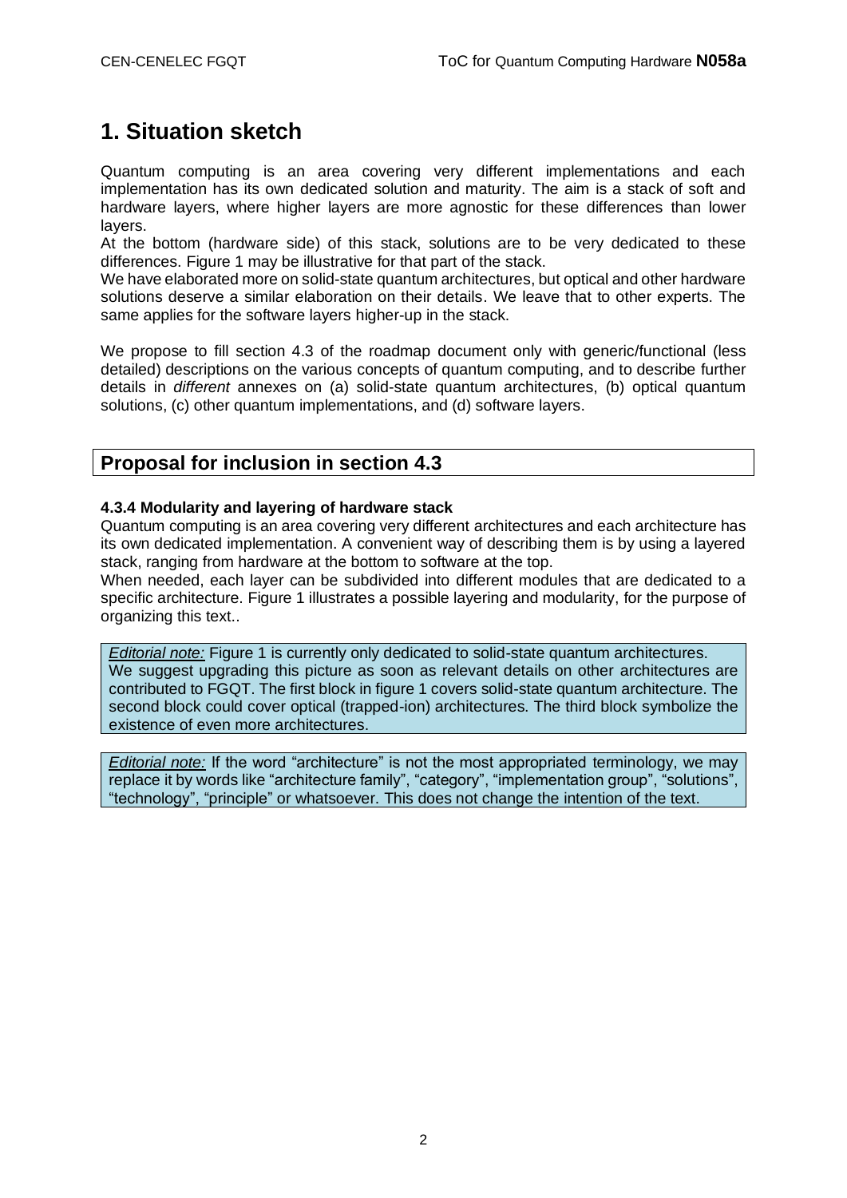# 1. Situation sketch

Quantum computing is an area covering very different implementations and each implementation has its own dedicated solution and maturity. The aim is a stack of soft and hardware layers, where higher layers are more agnostic for these differences than lower layers.

At the bottom (hardware side) of this stack, solutions are to be very dedicated to these differences. Figure 1 may be illustrative for that part of the stack.

We have elaborated more on solid-state quantum architectures, but optical and other hardware solutions deserve a similar elaboration on their details. We leave that to other experts. The same applies for the software layers higher-up in the stack.

We propose to fill section 4.3 of the roadmap document only with generic/functional (less detailed) descriptions on the various concepts of quantum computing, and to describe further details in *different* annexes on (a) solid-state quantum architectures, (b) optical quantum solutions, (c) other quantum implementations, and (d) software layers.

## Proposal for inclusion in section 4.3

**4.3.4 Modularity and layering of hardware stack**

Quantum computing is an area covering very different architectures and each architecture has its own dedicated implementation. A convenient way of describing them is by using a layered stack, ranging from hardware at the bottom to software at the top.

When needed, each layer can be subdivided into different modules that are dedicated to a specific architecture. Figure 1 illustrates a possible layering and modularity, for the purpose of organizing this text..

> *Editorial note:* Figure 1 is currently only dedicated to solid-state quantum architectures. We suggest upgrading this picture as soon as relevant details on other architectures are contributed to FGQT. The first block in figure 1 covers solid-state quantum architecture. The second block could cover optical (trapped-ion) architectures. The third block symbolize the existence of even more architectures.

> *Editorial note:* If the word "architecture" is not the most appropriated terminology, we may replace it by words like "architecture family", "category", "implementation group", "solutions", "technology", "principle" or whatsoever. This does not change the intention of the text.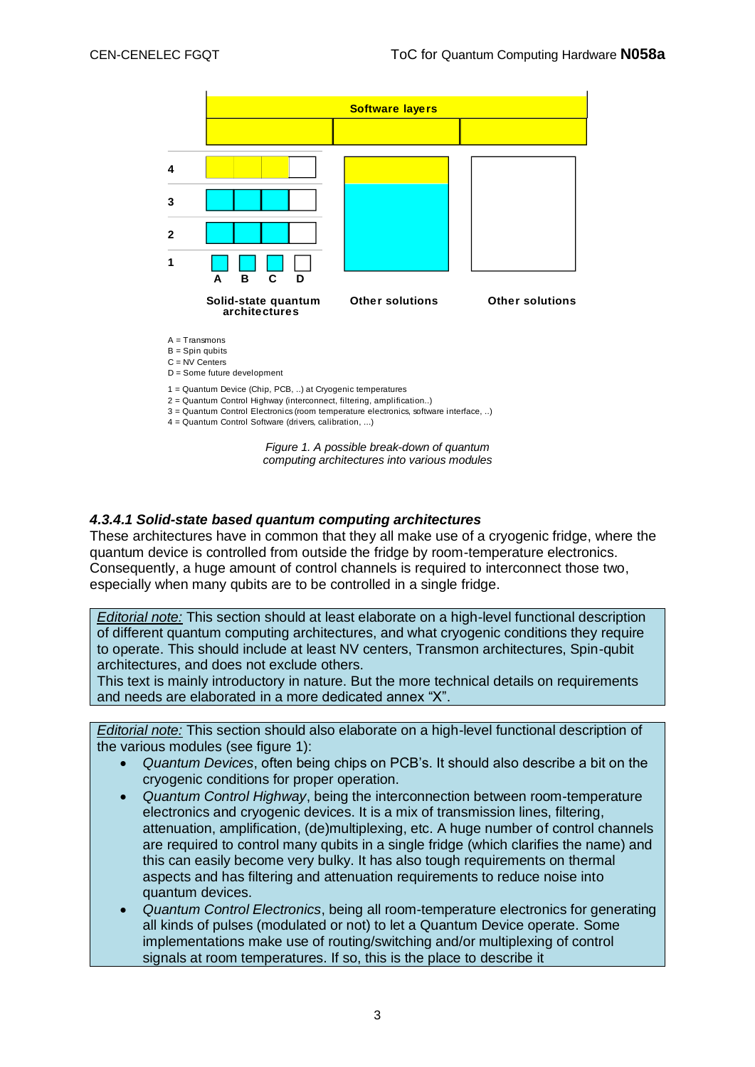Software layers

| | | | |
|---|---|---|---|
| 4 | | | |
| 3 | | | |
| 2 | | | |
| 1 | A B C D | | |
| | Solid-state quantum architectures | Other solutions | Other solutions |

A = Transmons
B = Spin qubits
C = NV Centers
D = Some future development

1 = Quantum Device (Chip, PCB, ..) at Cryogenic temperatures
2 = Quantum Control Highway (interconnect, filtering, amplification..)
3 = Quantum Control Electronics (room temperature electronics, software interface, ..)
4 = Quantum Control Software (drivers, calibration, ...)

*Figure 1. A possible break-down of quantum computing architectures into various modules*

#### *4.3.4.1 Solid-state based quantum computing architectures*

These architectures have in common that they all make use of a cryogenic fridge, where the quantum device is controlled from outside the fridge by room-temperature electronics. Consequently, a huge amount of control channels is required to interconnect those two, especially when many qubits are to be controlled in a single fridge.

> *Editorial note:* This section should at least elaborate on a high-level functional description of different quantum computing architectures, and what cryogenic conditions they require to operate. This should include at least NV centers, Transmon architectures, Spin-qubit architectures, and does not exclude others.
> This text is mainly introductory in nature. But the more technical details on requirements and needs are elaborated in a more dedicated annex "X".

> *Editorial note:* This section should also elaborate on a high-level functional description of the various modules (see figure 1):
>
> - *Quantum Devices*, often being chips on PCB's. It should also describe a bit on the cryogenic conditions for proper operation.
> - *Quantum Control Highway*, being the interconnection between room-temperature electronics and cryogenic devices. It is a mix of transmission lines, filtering, attenuation, amplification, (de)multiplexing, etc. A huge number of control channels are required to control many qubits in a single fridge (which clarifies the name) and this can easily become very bulky. It has also tough requirements on thermal aspects and has filtering and attenuation requirements to reduce noise into quantum devices.
> - *Quantum Control Electronics*, being all room-temperature electronics for generating all kinds of pulses (modulated or not) to let a Quantum Device operate. Some implementations make use of routing/switching and/or multiplexing of control signals at room temperatures. If so, this is the place to describe it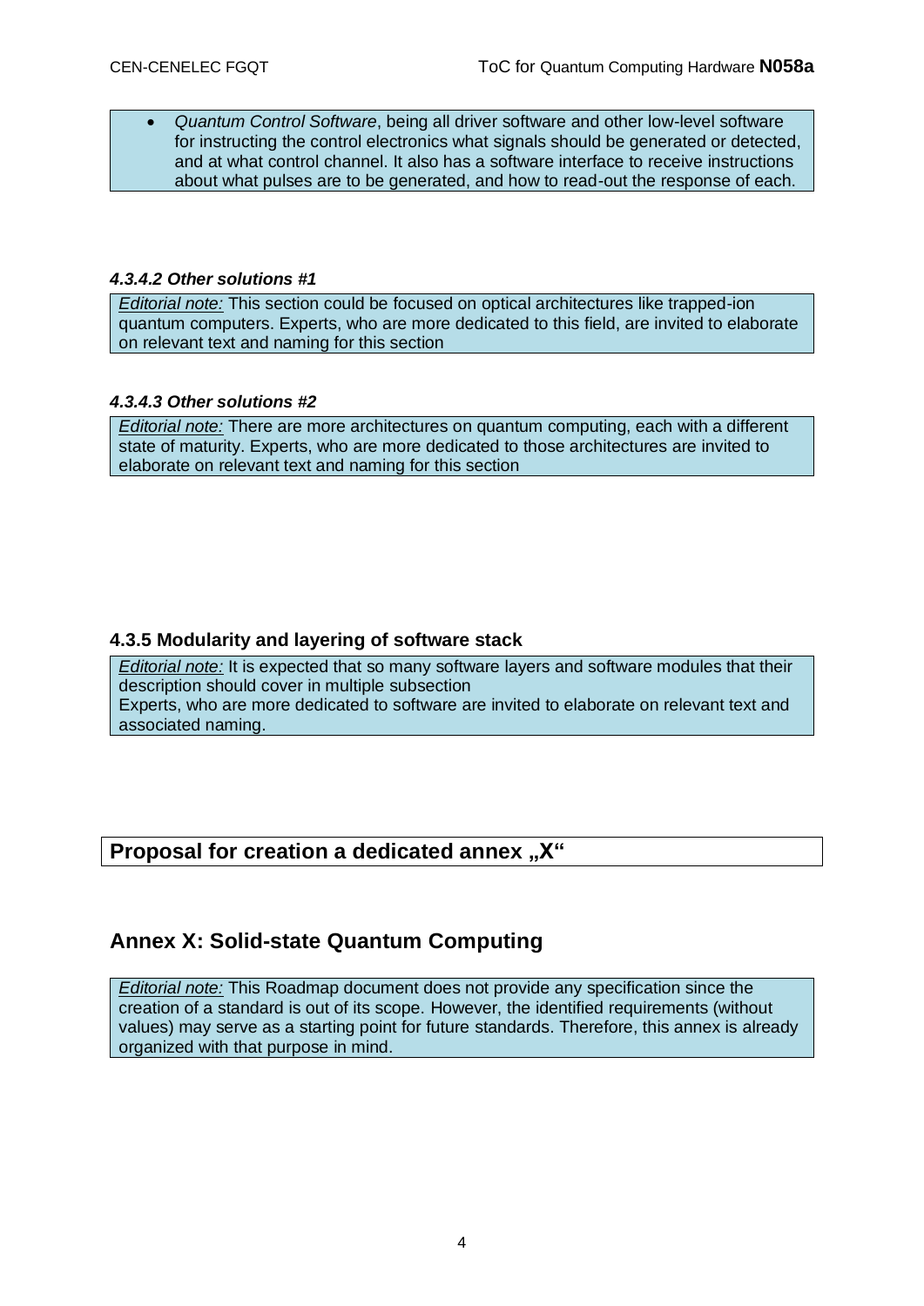- *Quantum Control Software*, being all driver software and other low-level software for instructing the control electronics what signals should be generated or detected, and at what control channel. It also has a software interface to receive instructions about what pulses are to be generated, and how to read-out the response of each.

#### *4.3.4.2 Other solutions #1*

*Editorial note:* This section could be focused on optical architectures like trapped-ion quantum computers. Experts, who are more dedicated to this field, are invited to elaborate on relevant text and naming for this section

#### *4.3.4.3 Other solutions #2*

*Editorial note:* There are more architectures on quantum computing, each with a different state of maturity. Experts, who are more dedicated to those architectures are invited to elaborate on relevant text and naming for this section

### 4.3.5 Modularity and layering of software stack

*Editorial note:* It is expected that so many software layers and software modules that their description should cover in multiple subsection
Experts, who are more dedicated to software are invited to elaborate on relevant text and associated naming.

## Proposal for creation a dedicated annex „X“

## Annex X: Solid-state Quantum Computing

*Editorial note:* This Roadmap document does not provide any specification since the creation of a standard is out of its scope. However, the identified requirements (without values) may serve as a starting point for future standards. Therefore, this annex is already organized with that purpose in mind.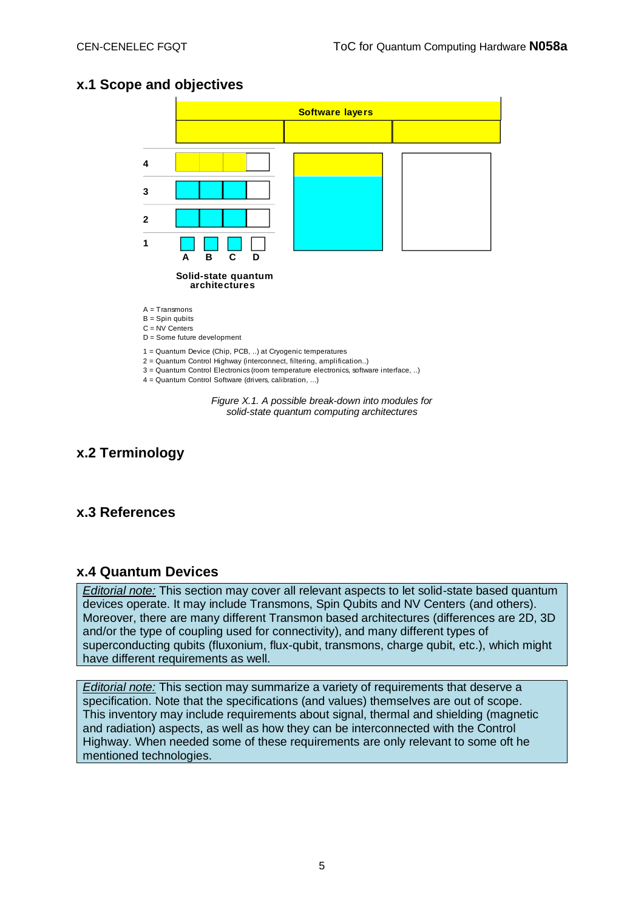## x.1 Scope and objectives

Software layers

4
3
2
1

A B C D

Solid-state quantum architectures

A = Transmons
B = Spin qubits
C = NV Centers
D = Some future development

1 = Quantum Device (Chip, PCB, ..) at Cryogenic temperatures
2 = Quantum Control Highway (interconnect, filtering, amplification..)
3 = Quantum Control Electronics (room temperature electronics, software interface, ..)
4 = Quantum Control Software (drivers, calibration, ...)

*Figure X.1. A possible break-down into modules for solid-state quantum computing architectures*

## x.2 Terminology

## x.3 References

## x.4 Quantum Devices

*Editorial note:* This section may cover all relevant aspects to let solid-state based quantum devices operate. It may include Transmons, Spin Qubits and NV Centers (and others). Moreover, there are many different Transmon based architectures (differences are 2D, 3D and/or the type of coupling used for connectivity), and many different types of superconducting qubits (fluxonium, flux-qubit, transmons, charge qubit, etc.), which might have different requirements as well.

*Editorial note:* This section may summarize a variety of requirements that deserve a specification. Note that the specifications (and values) themselves are out of scope. This inventory may include requirements about signal, thermal and shielding (magnetic and radiation) aspects, as well as how they can be interconnected with the Control Highway. When needed some of these requirements are only relevant to some oft he mentioned technologies.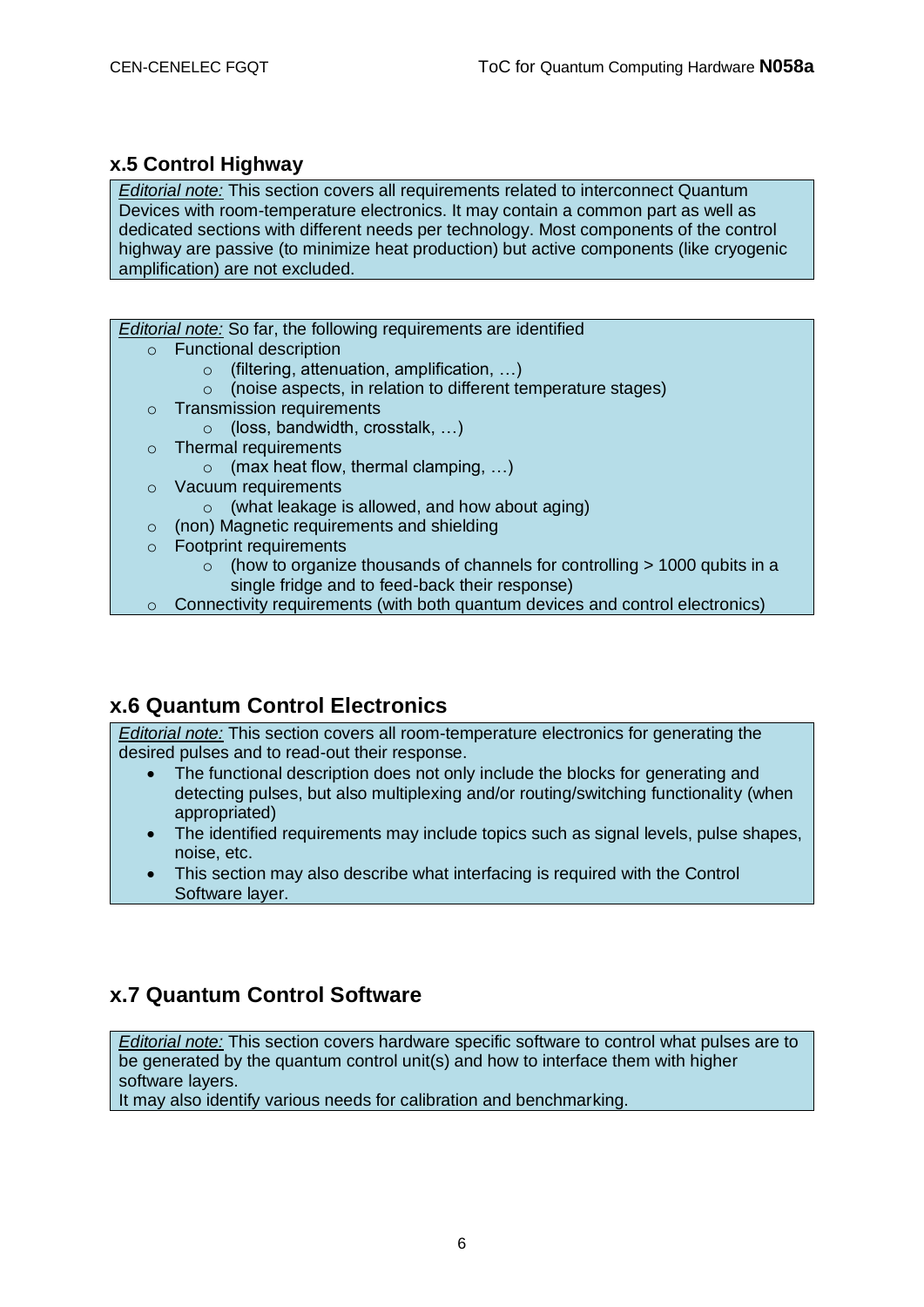## x.5 Control Highway

*Editorial note:* This section covers all requirements related to interconnect Quantum Devices with room-temperature electronics. It may contain a common part as well as dedicated sections with different needs per technology. Most components of the control highway are passive (to minimize heat production) but active components (like cryogenic amplification) are not excluded.

*Editorial note:* So far, the following requirements are identified

- Functional description
  - (filtering, attenuation, amplification, …)
  - (noise aspects, in relation to different temperature stages)
- Transmission requirements
  - (loss, bandwidth, crosstalk, …)
- Thermal requirements
  - (max heat flow, thermal clamping, …)
- Vacuum requirements
  - (what leakage is allowed, and how about aging)
- (non) Magnetic requirements and shielding
- Footprint requirements
  - (how to organize thousands of channels for controlling > 1000 qubits in a single fridge and to feed-back their response)
- Connectivity requirements (with both quantum devices and control electronics)

## x.6 Quantum Control Electronics

*Editorial note:* This section covers all room-temperature electronics for generating the desired pulses and to read-out their response.

- The functional description does not only include the blocks for generating and detecting pulses, but also multiplexing and/or routing/switching functionality (when appropriated)
- The identified requirements may include topics such as signal levels, pulse shapes, noise, etc.
- This section may also describe what interfacing is required with the Control Software layer.

## x.7 Quantum Control Software

*Editorial note:* This section covers hardware specific software to control what pulses are to be generated by the quantum control unit(s) and how to interface them with higher software layers.
It may also identify various needs for calibration and benchmarking.